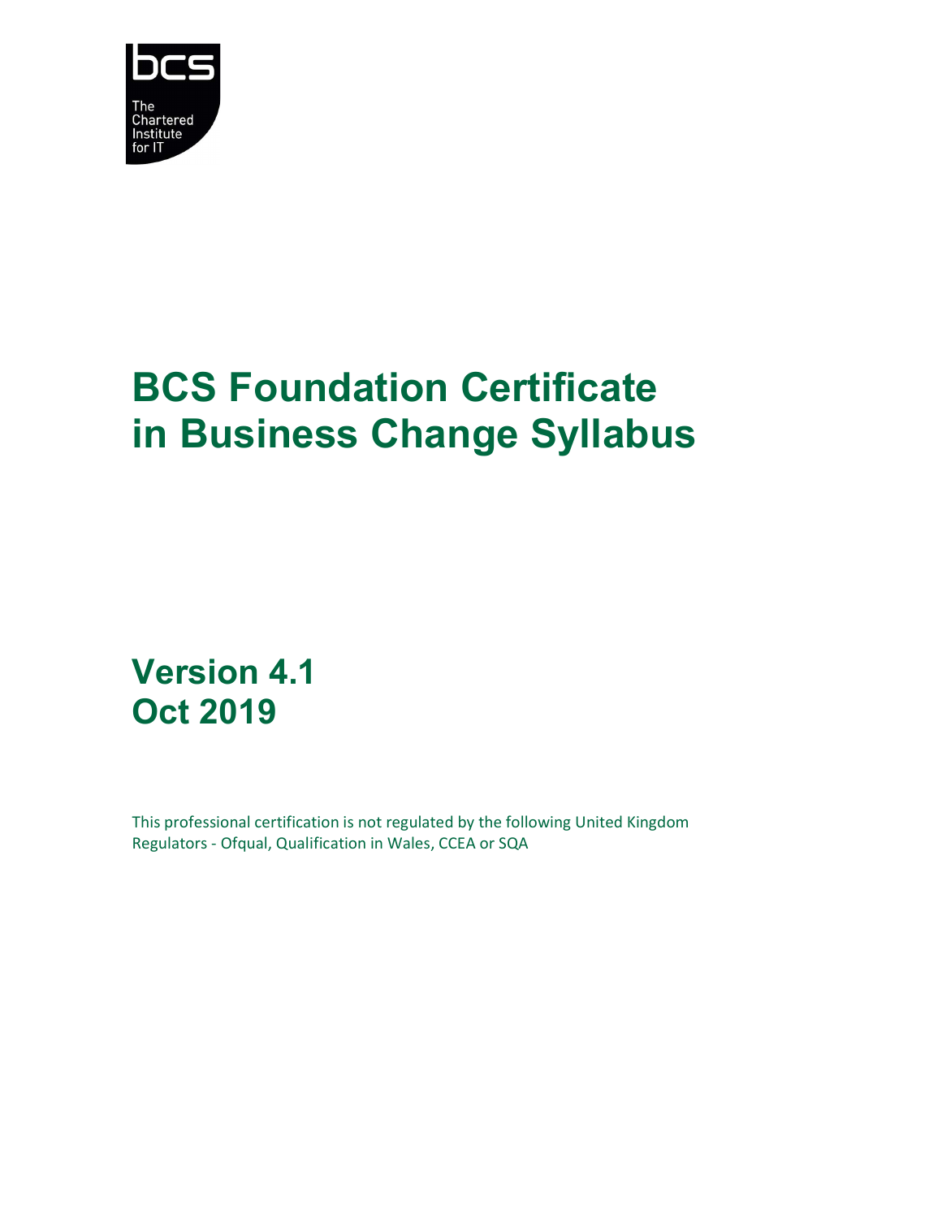# BCS Foundation Certificate in Business Change Syllabus

## Version 4.1
## Oct 2019

This professional certification is not regulated by the following United Kingdom Regulators - Ofqual, Qualification in Wales, CCEA or SQA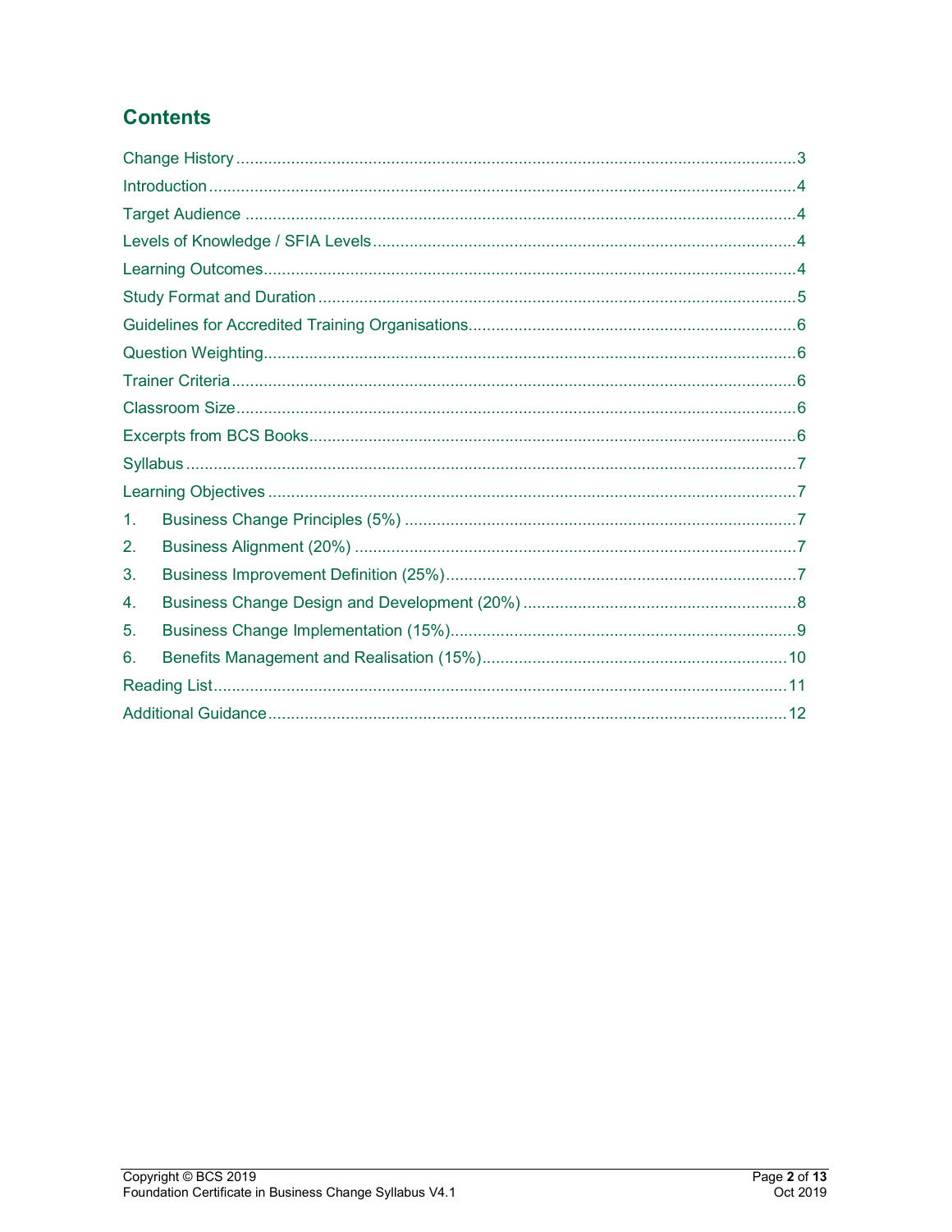## Contents

Change History .......... 3
Introduction .......... 4
Target Audience .......... 4
Levels of Knowledge / SFIA Levels .......... 4
Learning Outcomes .......... 4
Study Format and Duration .......... 5
Guidelines for Accredited Training Organisations .......... 6
Question Weighting .......... 6
Trainer Criteria .......... 6
Classroom Size .......... 6
Excerpts from BCS Books .......... 6
Syllabus .......... 7
Learning Objectives .......... 7
1. Business Change Principles (5%) .......... 7
2. Business Alignment (20%) .......... 7
3. Business Improvement Definition (25%) .......... 7
4. Business Change Design and Development (20%) .......... 8
5. Business Change Implementation (15%) .......... 9
6. Benefits Management and Realisation (15%) .......... 10

Reading List .......... 11
Additional Guidance .......... 12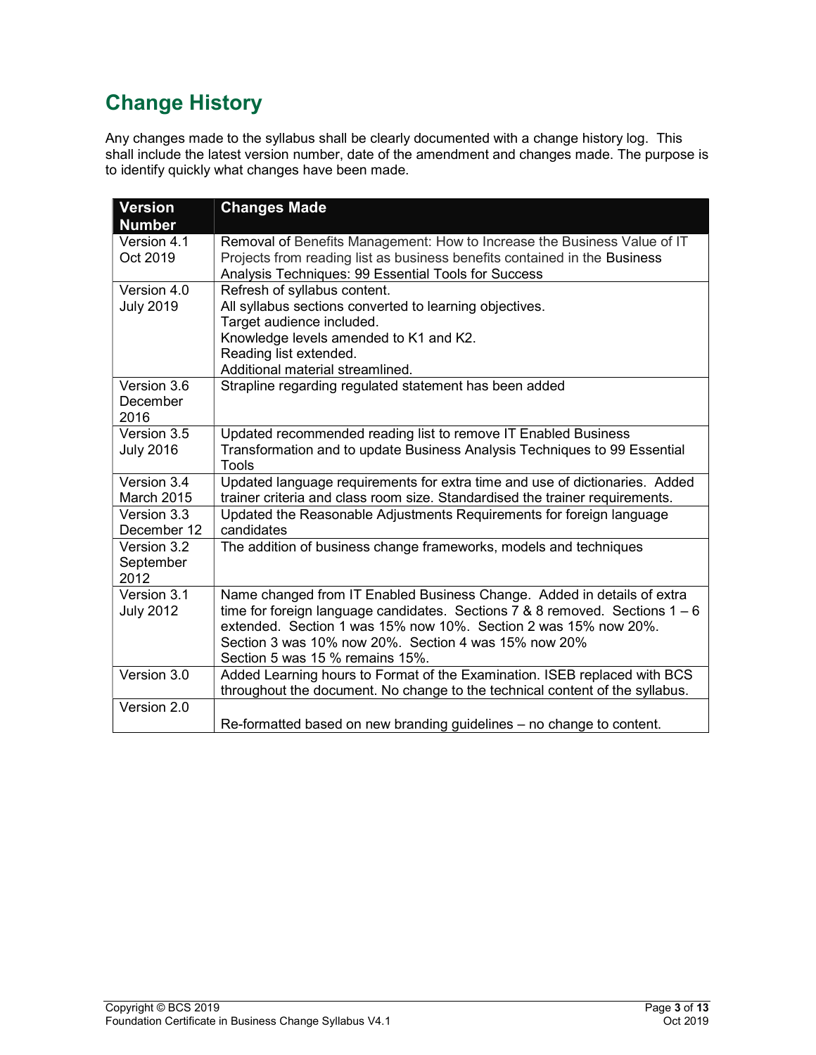## Change History

Any changes made to the syllabus shall be clearly documented with a change history log. This shall include the latest version number, date of the amendment and changes made. The purpose is to identify quickly what changes have been made.

| Version Number | Changes Made |
|---|---|
| Version 4.1 Oct 2019 | Removal of Benefits Management: How to Increase the Business Value of IT Projects from reading list as business benefits contained in the Business Analysis Techniques: 99 Essential Tools for Success |
| Version 4.0 July 2019 | Refresh of syllabus content.<br>All syllabus sections converted to learning objectives.<br>Target audience included.<br>Knowledge levels amended to K1 and K2.<br>Reading list extended.<br>Additional material streamlined. |
| Version 3.6 December 2016 | Strapline regarding regulated statement has been added |
| Version 3.5 July 2016 | Updated recommended reading list to remove IT Enabled Business Transformation and to update Business Analysis Techniques to 99 Essential Tools |
| Version 3.4 March 2015 | Updated language requirements for extra time and use of dictionaries. Added trainer criteria and class room size. Standardised the trainer requirements. |
| Version 3.3 December 12 | Updated the Reasonable Adjustments Requirements for foreign language candidates |
| Version 3.2 September 2012 | The addition of business change frameworks, models and techniques |
| Version 3.1 July 2012 | Name changed from IT Enabled Business Change. Added in details of extra time for foreign language candidates. Sections 7 & 8 removed. Sections 1 – 6 extended. Section 1 was 15% now 10%. Section 2 was 15% now 20%. Section 3 was 10% now 20%. Section 4 was 15% now 20%<br>Section 5 was 15 % remains 15%. |
| Version 3.0 | Added Learning hours to Format of the Examination. ISEB replaced with BCS throughout the document. No change to the technical content of the syllabus. |
| Version 2.0 | Re-formatted based on new branding guidelines – no change to content. |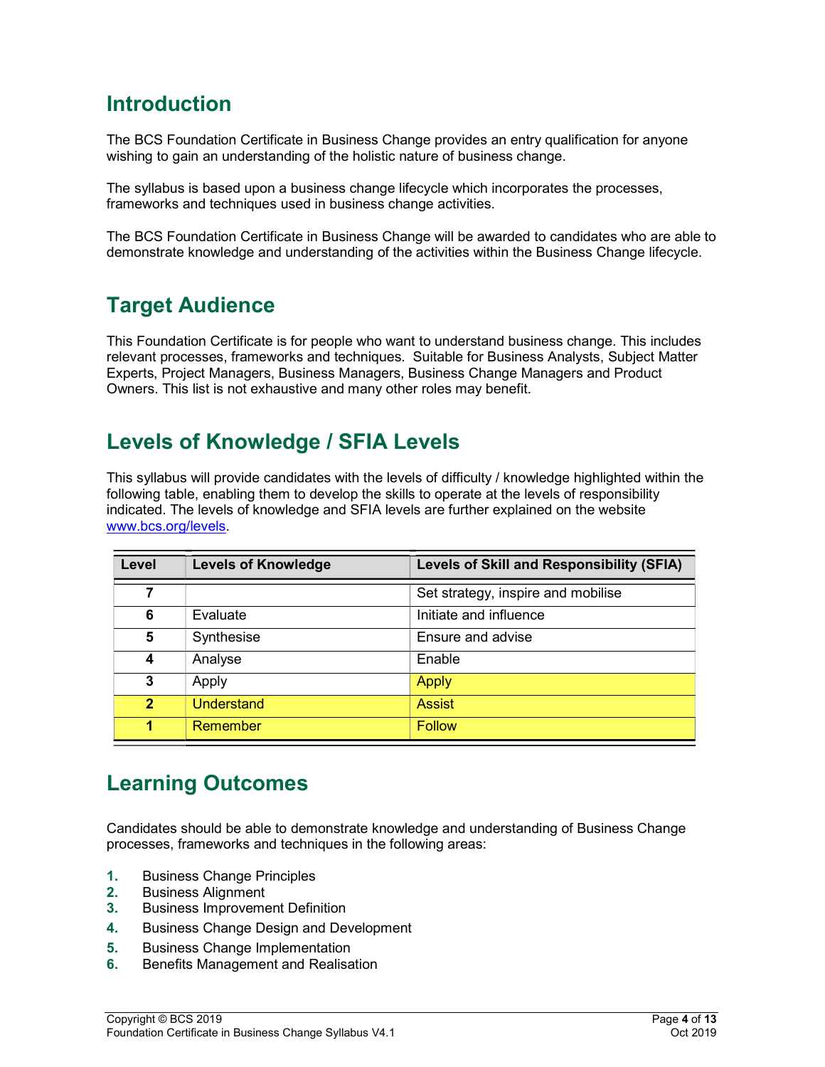## Introduction

The BCS Foundation Certificate in Business Change provides an entry qualification for anyone wishing to gain an understanding of the holistic nature of business change.

The syllabus is based upon a business change lifecycle which incorporates the processes, frameworks and techniques used in business change activities.

The BCS Foundation Certificate in Business Change will be awarded to candidates who are able to demonstrate knowledge and understanding of the activities within the Business Change lifecycle.

## Target Audience

This Foundation Certificate is for people who want to understand business change. This includes relevant processes, frameworks and techniques. Suitable for Business Analysts, Subject Matter Experts, Project Managers, Business Managers, Business Change Managers and Product Owners. This list is not exhaustive and many other roles may benefit.

## Levels of Knowledge / SFIA Levels

This syllabus will provide candidates with the levels of difficulty / knowledge highlighted within the following table, enabling them to develop the skills to operate at the levels of responsibility indicated. The levels of knowledge and SFIA levels are further explained on the website www.bcs.org/levels.

| Level | Levels of Knowledge | Levels of Skill and Responsibility (SFIA) |
|---|---|---|
| 7 | | Set strategy, inspire and mobilise |
| 6 | Evaluate | Initiate and influence |
| 5 | Synthesise | Ensure and advise |
| 4 | Analyse | Enable |
| 3 | Apply | Apply |
| 2 | Understand | Assist |
| 1 | Remember | Follow |

## Learning Outcomes

Candidates should be able to demonstrate knowledge and understanding of Business Change processes, frameworks and techniques in the following areas:

1. Business Change Principles
2. Business Alignment
3. Business Improvement Definition
4. Business Change Design and Development
5. Business Change Implementation
6. Benefits Management and Realisation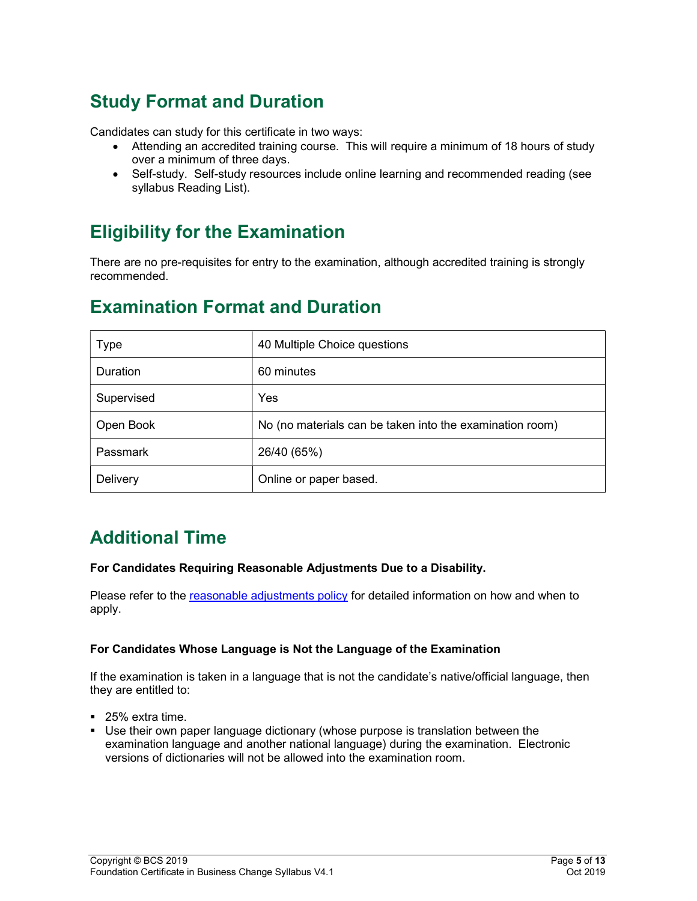## Study Format and Duration

Candidates can study for this certificate in two ways:

- Attending an accredited training course. This will require a minimum of 18 hours of study over a minimum of three days.
- Self-study. Self-study resources include online learning and recommended reading (see syllabus Reading List).

## Eligibility for the Examination

There are no pre-requisites for entry to the examination, although accredited training is strongly recommended.

## Examination Format and Duration

| | |
|---|---|
| Type | 40 Multiple Choice questions |
| Duration | 60 minutes |
| Supervised | Yes |
| Open Book | No (no materials can be taken into the examination room) |
| Passmark | 26/40 (65%) |
| Delivery | Online or paper based. |

## Additional Time

**For Candidates Requiring Reasonable Adjustments Due to a Disability.**

Please refer to the reasonable adjustments policy for detailed information on how and when to apply.

**For Candidates Whose Language is Not the Language of the Examination**

If the examination is taken in a language that is not the candidate's native/official language, then they are entitled to:

- 25% extra time.
- Use their own paper language dictionary (whose purpose is translation between the examination language and another national language) during the examination. Electronic versions of dictionaries will not be allowed into the examination room.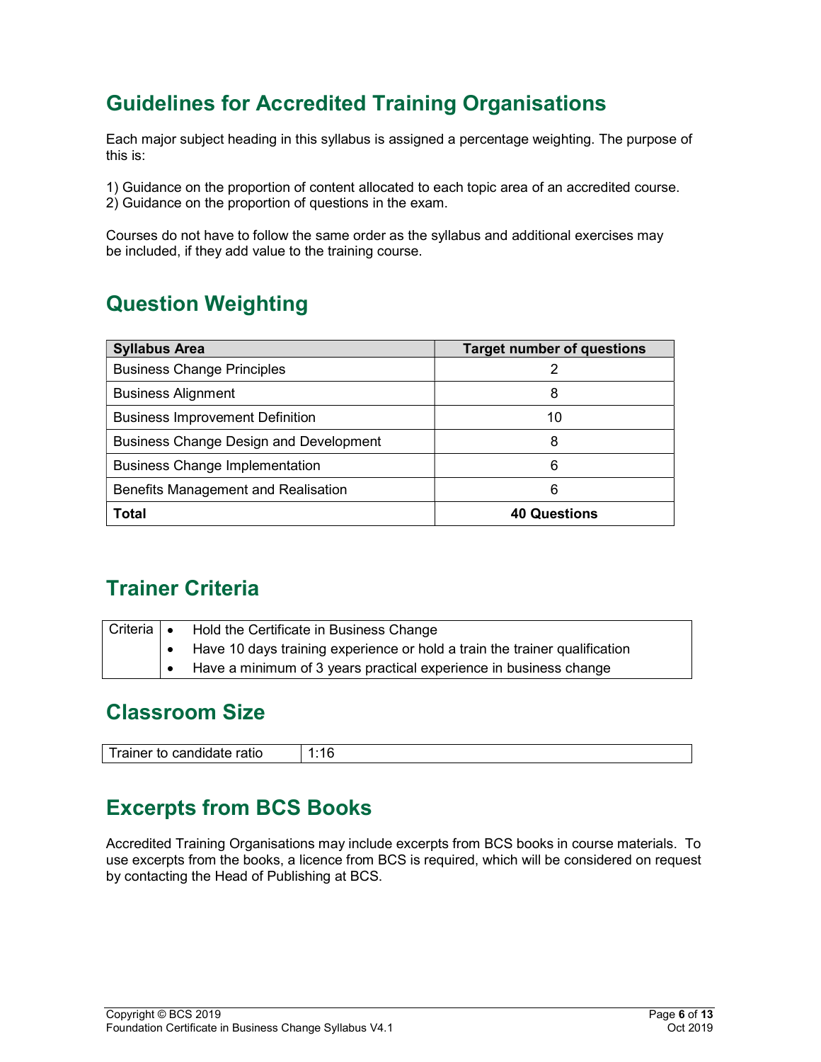## Guidelines for Accredited Training Organisations

Each major subject heading in this syllabus is assigned a percentage weighting. The purpose of this is:

1) Guidance on the proportion of content allocated to each topic area of an accredited course.
2) Guidance on the proportion of questions in the exam.

Courses do not have to follow the same order as the syllabus and additional exercises may be included, if they add value to the training course.

## Question Weighting

| Syllabus Area | Target number of questions |
|---|---|
| Business Change Principles | 2 |
| Business Alignment | 8 |
| Business Improvement Definition | 10 |
| Business Change Design and Development | 8 |
| Business Change Implementation | 6 |
| Benefits Management and Realisation | 6 |
| **Total** | **40 Questions** |

## Trainer Criteria

| Criteria | |
|---|---|
| | • Hold the Certificate in Business Change<br>• Have 10 days training experience or hold a train the trainer qualification<br>• Have a minimum of 3 years practical experience in business change |

## Classroom Size

| Trainer to candidate ratio | 1:16 |
|---|---|

## Excerpts from BCS Books

Accredited Training Organisations may include excerpts from BCS books in course materials. To use excerpts from the books, a licence from BCS is required, which will be considered on request by contacting the Head of Publishing at BCS.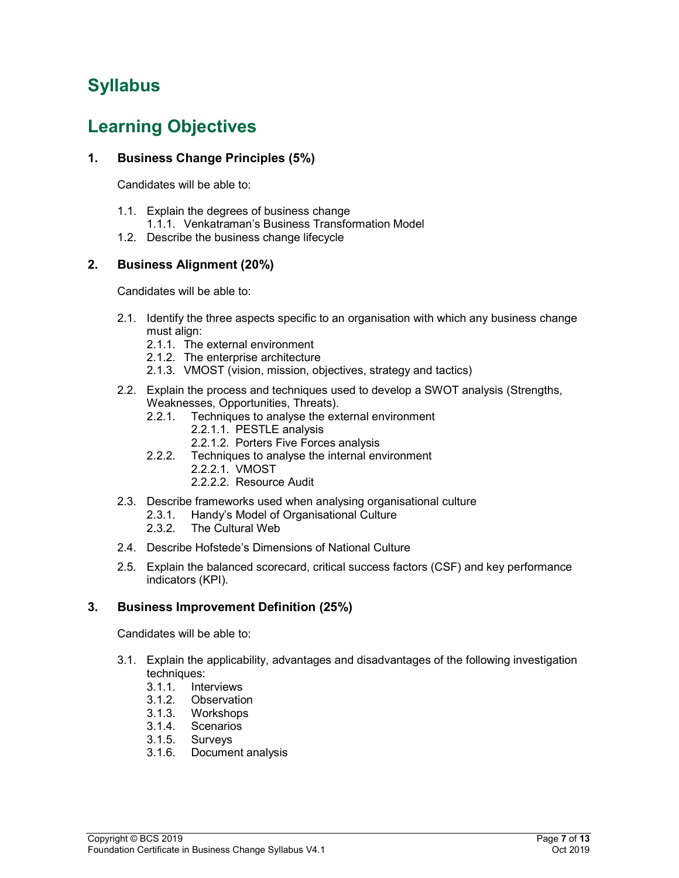# Syllabus

# Learning Objectives

### 1. Business Change Principles (5%)

Candidates will be able to:

- 1.1. Explain the degrees of business change
  - 1.1.1. Venkatraman's Business Transformation Model
- 1.2. Describe the business change lifecycle

### 2. Business Alignment (20%)

Candidates will be able to:

- 2.1. Identify the three aspects specific to an organisation with which any business change must align:
  - 2.1.1. The external environment
  - 2.1.2. The enterprise architecture
  - 2.1.3. VMOST (vision, mission, objectives, strategy and tactics)
- 2.2. Explain the process and techniques used to develop a SWOT analysis (Strengths, Weaknesses, Opportunities, Threats).
  - 2.2.1. Techniques to analyse the external environment
    - 2.2.1.1. PESTLE analysis
    - 2.2.1.2. Porters Five Forces analysis
  - 2.2.2. Techniques to analyse the internal environment
    - 2.2.2.1. VMOST
    - 2.2.2.2. Resource Audit
- 2.3. Describe frameworks used when analysing organisational culture
  - 2.3.1. Handy's Model of Organisational Culture
  - 2.3.2. The Cultural Web
- 2.4. Describe Hofstede's Dimensions of National Culture
- 2.5. Explain the balanced scorecard, critical success factors (CSF) and key performance indicators (KPI).

### 3. Business Improvement Definition (25%)

Candidates will be able to:

- 3.1. Explain the applicability, advantages and disadvantages of the following investigation techniques:
  - 3.1.1. Interviews
  - 3.1.2. Observation
  - 3.1.3. Workshops
  - 3.1.4. Scenarios
  - 3.1.5. Surveys
  - 3.1.6. Document analysis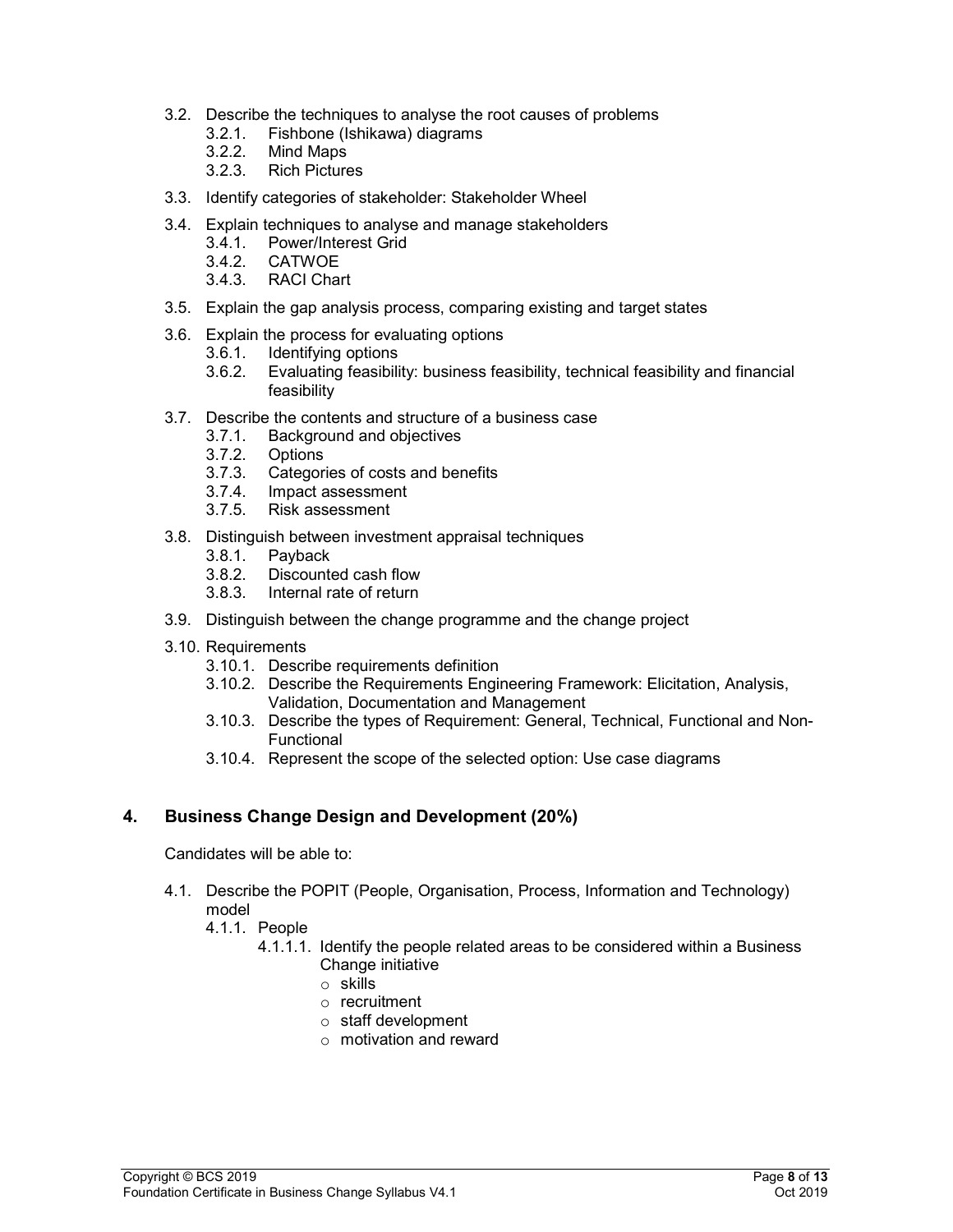- 3.2. Describe the techniques to analyse the root causes of problems
  - 3.2.1. Fishbone (Ishikawa) diagrams
  - 3.2.2. Mind Maps
  - 3.2.3. Rich Pictures
- 3.3. Identify categories of stakeholder: Stakeholder Wheel
- 3.4. Explain techniques to analyse and manage stakeholders
  - 3.4.1. Power/Interest Grid
  - 3.4.2. CATWOE
  - 3.4.3. RACI Chart
- 3.5. Explain the gap analysis process, comparing existing and target states
- 3.6. Explain the process for evaluating options
  - 3.6.1. Identifying options
  - 3.6.2. Evaluating feasibility: business feasibility, technical feasibility and financial feasibility
- 3.7. Describe the contents and structure of a business case
  - 3.7.1. Background and objectives
  - 3.7.2. Options
  - 3.7.3. Categories of costs and benefits
  - 3.7.4. Impact assessment
  - 3.7.5. Risk assessment
- 3.8. Distinguish between investment appraisal techniques
  - 3.8.1. Payback
  - 3.8.2. Discounted cash flow
  - 3.8.3. Internal rate of return
- 3.9. Distinguish between the change programme and the change project
- 3.10. Requirements
  - 3.10.1. Describe requirements definition
  - 3.10.2. Describe the Requirements Engineering Framework: Elicitation, Analysis, Validation, Documentation and Management
  - 3.10.3. Describe the types of Requirement: General, Technical, Functional and Non-Functional
  - 3.10.4. Represent the scope of the selected option: Use case diagrams

## 4. Business Change Design and Development (20%)

Candidates will be able to:

- 4.1. Describe the POPIT (People, Organisation, Process, Information and Technology) model
  - 4.1.1. People
    - 4.1.1.1. Identify the people related areas to be considered within a Business Change initiative
      - skills
      - recruitment
      - staff development
      - motivation and reward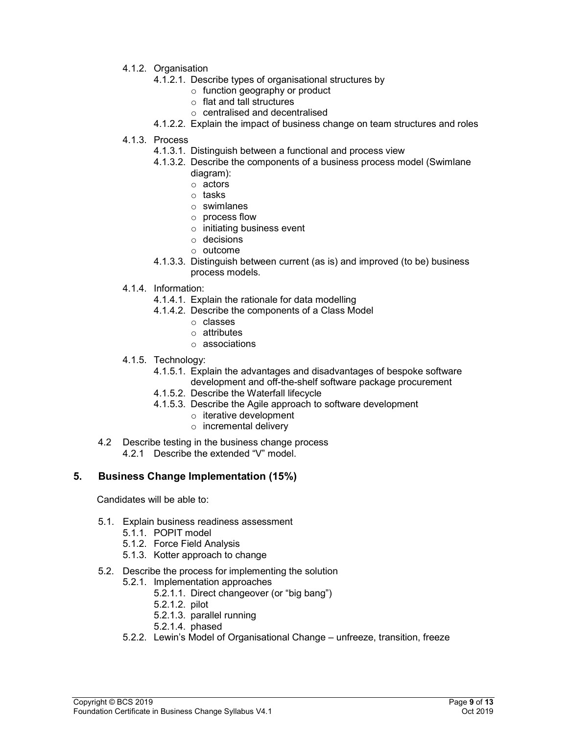- 4.1.2. Organisation
  - 4.1.2.1. Describe types of organisational structures by
    - function geography or product
    - flat and tall structures
    - centralised and decentralised
  - 4.1.2.2. Explain the impact of business change on team structures and roles
- 4.1.3. Process
  - 4.1.3.1. Distinguish between a functional and process view
  - 4.1.3.2. Describe the components of a business process model (Swimlane diagram):
    - actors
    - tasks
    - swimlanes
    - process flow
    - initiating business event
    - decisions
    - outcome
  - 4.1.3.3. Distinguish between current (as is) and improved (to be) business process models.
- 4.1.4. Information:
  - 4.1.4.1. Explain the rationale for data modelling
  - 4.1.4.2. Describe the components of a Class Model
    - classes
    - attributes
    - associations
- 4.1.5. Technology:
  - 4.1.5.1. Explain the advantages and disadvantages of bespoke software development and off-the-shelf software package procurement
  - 4.1.5.2. Describe the Waterfall lifecycle
  - 4.1.5.3. Describe the Agile approach to software development
    - iterative development
    - incremental delivery

4.2 Describe testing in the business change process
- 4.2.1 Describe the extended "V" model.

## 5. Business Change Implementation (15%)

Candidates will be able to:

- 5.1. Explain business readiness assessment
  - 5.1.1. POPIT model
  - 5.1.2. Force Field Analysis
  - 5.1.3. Kotter approach to change
- 5.2. Describe the process for implementing the solution
  - 5.2.1. Implementation approaches
    - 5.2.1.1. Direct changeover (or "big bang")
    - 5.2.1.2. pilot
    - 5.2.1.3. parallel running
    - 5.2.1.4. phased
  - 5.2.2. Lewin's Model of Organisational Change – unfreeze, transition, freeze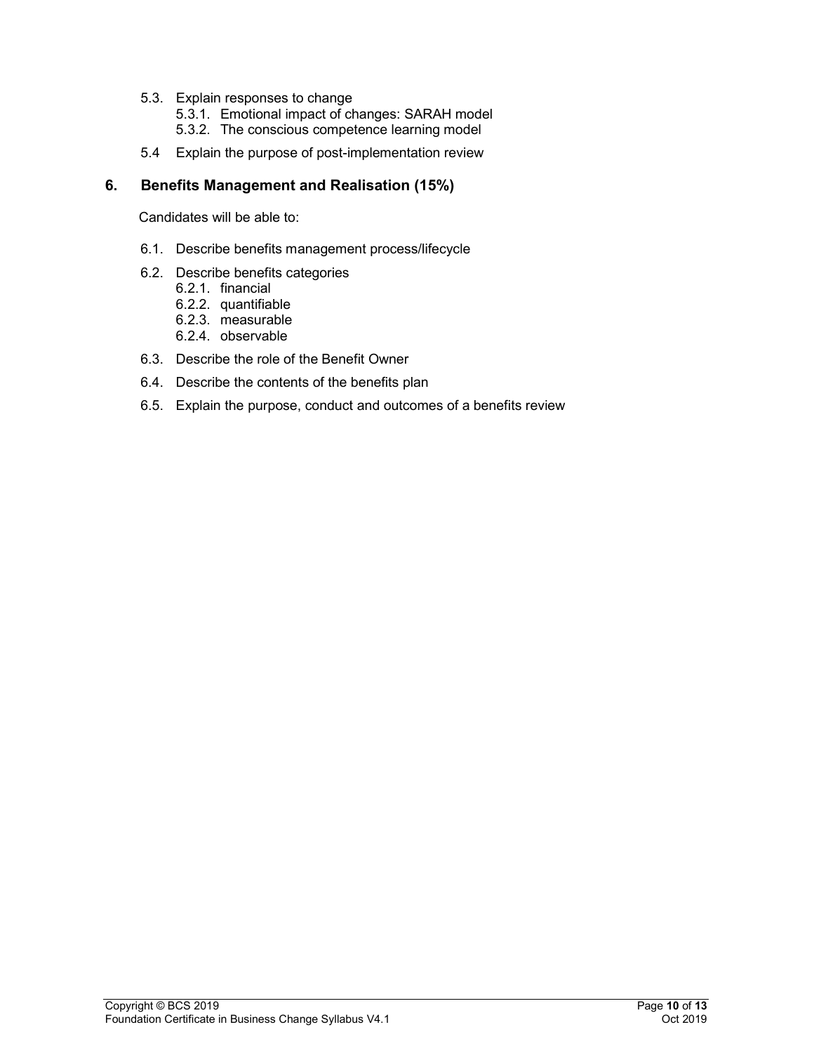- 5.3. Explain responses to change
  - 5.3.1. Emotional impact of changes: SARAH model
  - 5.3.2. The conscious competence learning model
- 5.4 Explain the purpose of post-implementation review

## 6. Benefits Management and Realisation (15%)

Candidates will be able to:

- 6.1. Describe benefits management process/lifecycle
- 6.2. Describe benefits categories
  - 6.2.1. financial
  - 6.2.2. quantifiable
  - 6.2.3. measurable
  - 6.2.4. observable
- 6.3. Describe the role of the Benefit Owner
- 6.4. Describe the contents of the benefits plan
- 6.5. Explain the purpose, conduct and outcomes of a benefits review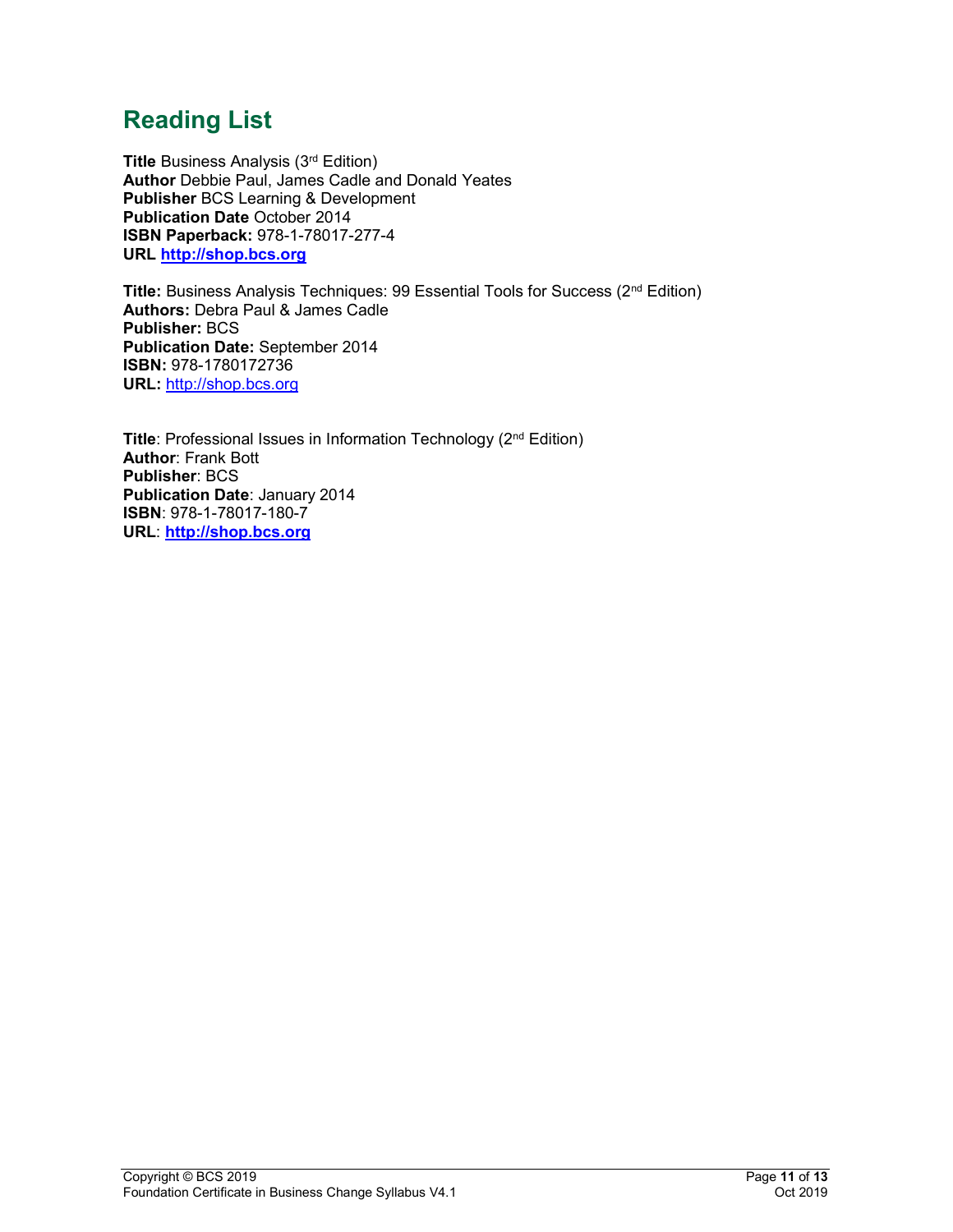# Reading List

**Title** Business Analysis (3rd Edition)
**Author** Debbie Paul, James Cadle and Donald Yeates
**Publisher** BCS Learning & Development
**Publication Date** October 2014
**ISBN Paperback:** 978-1-78017-277-4
**URL** **http://shop.bcs.org**

**Title:** Business Analysis Techniques: 99 Essential Tools for Success (2nd Edition)
**Authors:** Debra Paul & James Cadle
**Publisher:** BCS
**Publication Date:** September 2014
**ISBN:** 978-1780172736
**URL:** http://shop.bcs.org

**Title**: Professional Issues in Information Technology (2nd Edition)
**Author**: Frank Bott
**Publisher**: BCS
**Publication Date**: January 2014
**ISBN**: 978-1-78017-180-7
**URL**: **http://shop.bcs.org**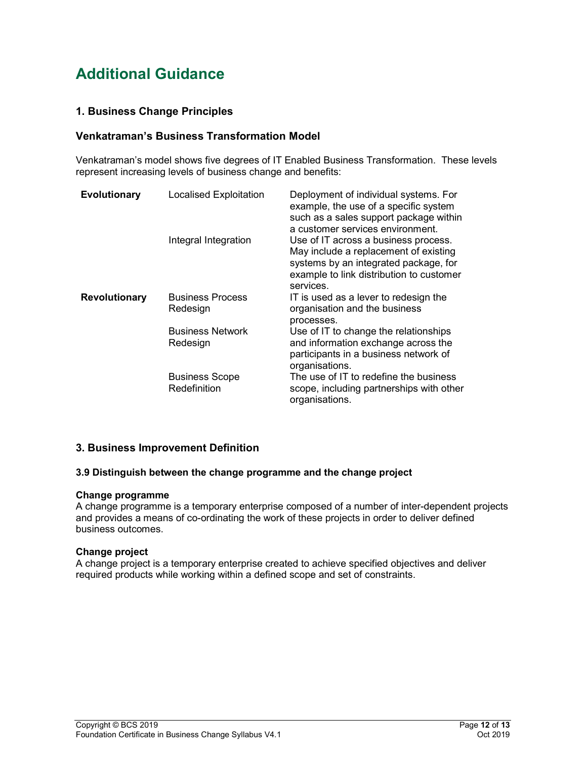# Additional Guidance

## 1. Business Change Principles

### Venkatraman's Business Transformation Model

Venkatraman's model shows five degrees of IT Enabled Business Transformation. These levels represent increasing levels of business change and benefits:

| | | |
|---|---|---|
| **Evolutionary** | Localised Exploitation | Deployment of individual systems. For example, the use of a specific system such as a sales support package within a customer services environment. |
| | Integral Integration | Use of IT across a business process. May include a replacement of existing systems by an integrated package, for example to link distribution to customer services. |
| **Revolutionary** | Business Process Redesign | IT is used as a lever to redesign the organisation and the business processes. |
| | Business Network Redesign | Use of IT to change the relationships and information exchange across the participants in a business network of organisations. |
| | Business Scope Redefinition | The use of IT to redefine the business scope, including partnerships with other organisations. |

## 3. Business Improvement Definition

#### 3.9 Distinguish between the change programme and the change project

**Change programme**
A change programme is a temporary enterprise composed of a number of inter-dependent projects and provides a means of co-ordinating the work of these projects in order to deliver defined business outcomes.

**Change project**
A change project is a temporary enterprise created to achieve specified objectives and deliver required products while working within a defined scope and set of constraints.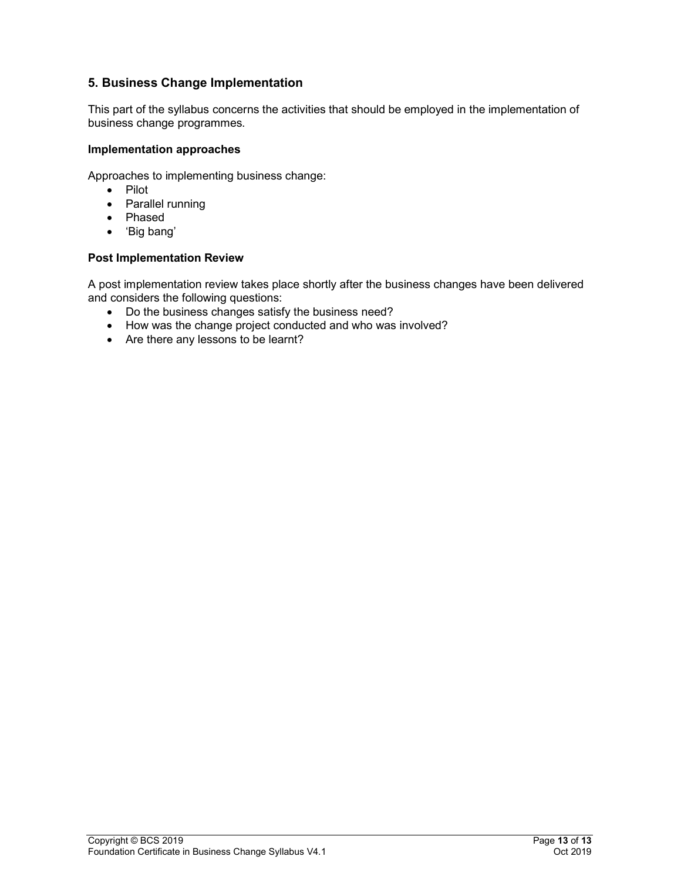## 5. Business Change Implementation

This part of the syllabus concerns the activities that should be employed in the implementation of business change programmes.

### Implementation approaches

Approaches to implementing business change:

- Pilot
- Parallel running
- Phased
- 'Big bang'

### Post Implementation Review

A post implementation review takes place shortly after the business changes have been delivered and considers the following questions:

- Do the business changes satisfy the business need?
- How was the change project conducted and who was involved?
- Are there any lessons to be learnt?